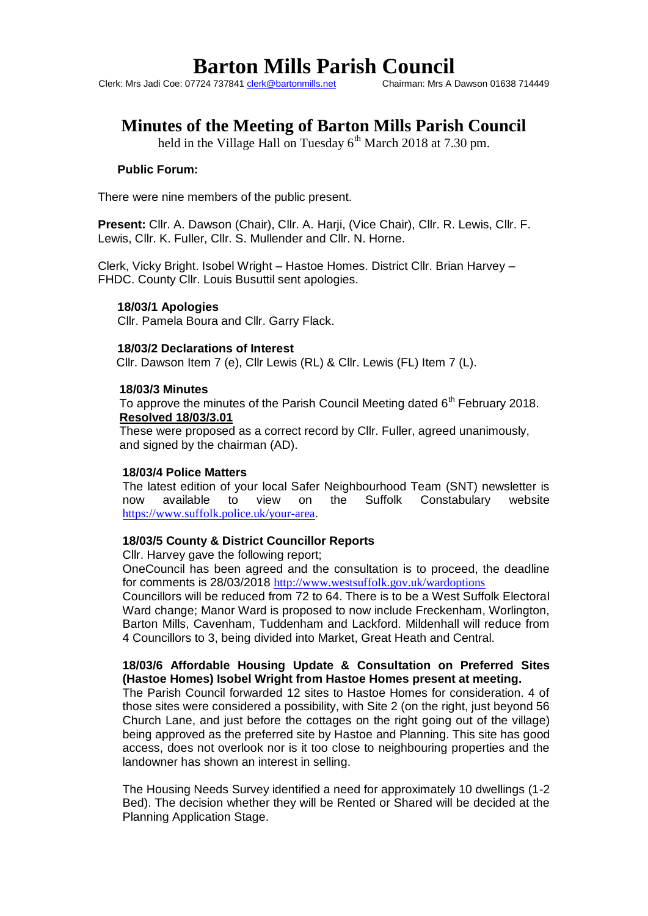# Barton Mills Parish Council

Clerk: Mrs Jadi Coe: 07724 737841 clerk@bartonmills.net Chairman: Mrs A Dawson 01638 714449

## Minutes of the Meeting of Barton Mills Parish Council

held in the Village Hall on Tuesday 6th March 2018 at 7.30 pm.

**Public Forum:**

There were nine members of the public present.

**Present:** Cllr. A. Dawson (Chair), Cllr. A. Harji, (Vice Chair), Cllr. R. Lewis, Cllr. F. Lewis, Cllr. K. Fuller, Cllr. S. Mullender and Cllr. N. Horne.

Clerk, Vicky Bright. Isobel Wright – Hastoe Homes. District Cllr. Brian Harvey – FHDC. County Cllr. Louis Busuttil sent apologies.

**18/03/1 Apologies**

Cllr. Pamela Boura and Cllr. Garry Flack.

**18/03/2 Declarations of Interest**

Cllr. Dawson Item 7 (e), Cllr Lewis (RL) & Cllr. Lewis (FL) Item 7 (L).

**18/03/3 Minutes**

To approve the minutes of the Parish Council Meeting dated 6th February 2018.

**Resolved 18/03/3.01**

These were proposed as a correct record by Cllr. Fuller, agreed unanimously, and signed by the chairman (AD).

**18/03/4 Police Matters**

The latest edition of your local Safer Neighbourhood Team (SNT) newsletter is now available to view on the Suffolk Constabulary website https://www.suffolk.police.uk/your-area.

**18/03/5 County & District Councillor Reports**

Cllr. Harvey gave the following report;

OneCouncil has been agreed and the consultation is to proceed, the deadline for comments is 28/03/2018 http://www.westsuffolk.gov.uk/wardoptions

Councillors will be reduced from 72 to 64. There is to be a West Suffolk Electoral Ward change; Manor Ward is proposed to now include Freckenham, Worlington, Barton Mills, Cavenham, Tuddenham and Lackford. Mildenhall will reduce from 4 Councillors to 3, being divided into Market, Great Heath and Central.

**18/03/6 Affordable Housing Update & Consultation on Preferred Sites (Hastoe Homes) Isobel Wright from Hastoe Homes present at meeting.**

The Parish Council forwarded 12 sites to Hastoe Homes for consideration. 4 of those sites were considered a possibility, with Site 2 (on the right, just beyond 56 Church Lane, and just before the cottages on the right going out of the village) being approved as the preferred site by Hastoe and Planning. This site has good access, does not overlook nor is it too close to neighbouring properties and the landowner has shown an interest in selling.

The Housing Needs Survey identified a need for approximately 10 dwellings (1-2 Bed). The decision whether they will be Rented or Shared will be decided at the Planning Application Stage.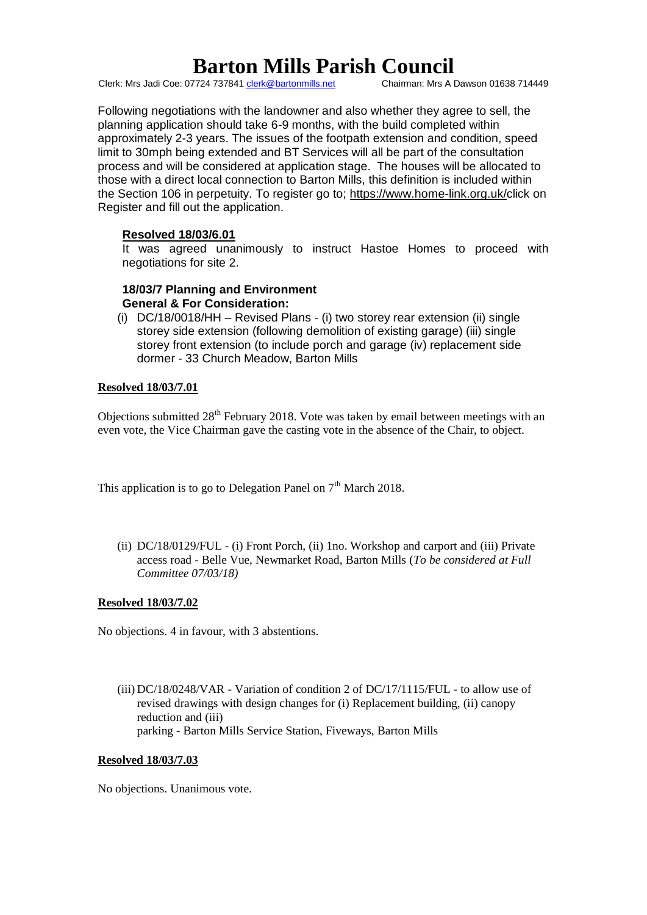# Barton Mills Parish Council

Clerk: Mrs Jadi Coe: 07724 737841 clerk@bartonmills.net Chairman: Mrs A Dawson 01638 714449

Following negotiations with the landowner and also whether they agree to sell, the planning application should take 6-9 months, with the build completed within approximately 2-3 years. The issues of the footpath extension and condition, speed limit to 30mph being extended and BT Services will all be part of the consultation process and will be considered at application stage. The houses will be allocated to those with a direct local connection to Barton Mills, this definition is included within the Section 106 in perpetuity. To register go to; https://www.home-link.org.uk/click on Register and fill out the application.

**Resolved 18/03/6.01**

It was agreed unanimously to instruct Hastoe Homes to proceed with negotiations for site 2.

**18/03/7 Planning and Environment**
**General & For Consideration:**

(i) DC/18/0018/HH – Revised Plans - (i) two storey rear extension (ii) single storey side extension (following demolition of existing garage) (iii) single storey front extension (to include porch and garage (iv) replacement side dormer - 33 Church Meadow, Barton Mills

**Resolved 18/03/7.01**

Objections submitted 28th February 2018. Vote was taken by email between meetings with an even vote, the Vice Chairman gave the casting vote in the absence of the Chair, to object.

This application is to go to Delegation Panel on 7th March 2018.

(ii) DC/18/0129/FUL - (i) Front Porch, (ii) 1no. Workshop and carport and (iii) Private access road - Belle Vue, Newmarket Road, Barton Mills (*To be considered at Full Committee 07/03/18)*

**Resolved 18/03/7.02**

No objections. 4 in favour, with 3 abstentions.

(iii) DC/18/0248/VAR - Variation of condition 2 of DC/17/1115/FUL - to allow use of revised drawings with design changes for (i) Replacement building, (ii) canopy reduction and (iii) parking - Barton Mills Service Station, Fiveways, Barton Mills

**Resolved 18/03/7.03**

No objections. Unanimous vote.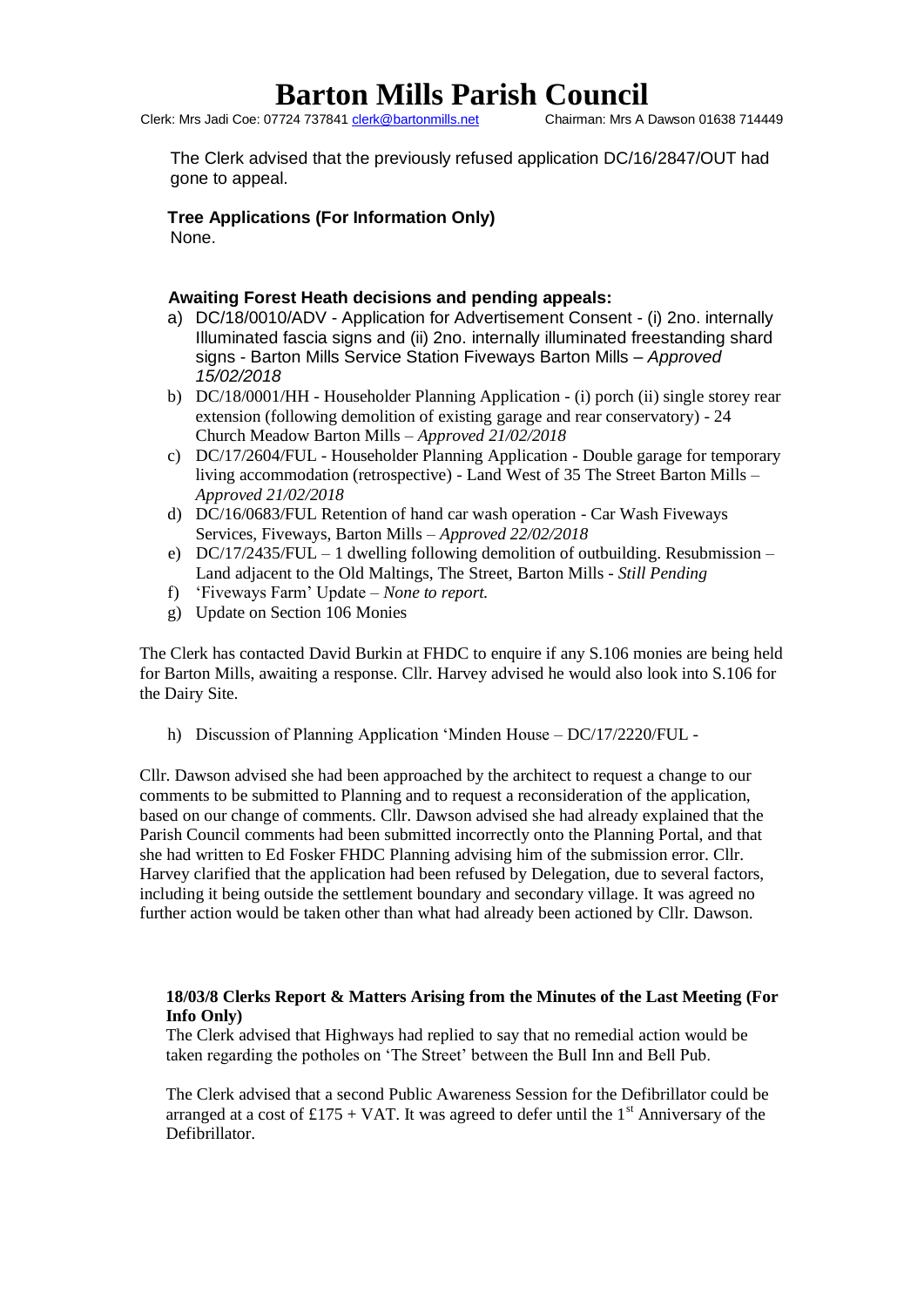The Clerk advised that the previously refused application DC/16/2847/OUT had gone to appeal.

**Tree Applications (For Information Only)**
None.

**Awaiting Forest Heath decisions and pending appeals:**

a) DC/18/0010/ADV - Application for Advertisement Consent - (i) 2no. internally Illuminated fascia signs and (ii) 2no. internally illuminated freestanding shard signs - Barton Mills Service Station Fiveways Barton Mills – *Approved 15/02/2018*
b) DC/18/0001/HH - Householder Planning Application - (i) porch (ii) single storey rear extension (following demolition of existing garage and rear conservatory) - 24 Church Meadow Barton Mills – *Approved 21/02/2018*
c) DC/17/2604/FUL - Householder Planning Application - Double garage for temporary living accommodation (retrospective) - Land West of 35 The Street Barton Mills – *Approved 21/02/2018*
d) DC/16/0683/FUL Retention of hand car wash operation - Car Wash Fiveways Services, Fiveways, Barton Mills – *Approved 22/02/2018*
e) DC/17/2435/FUL – 1 dwelling following demolition of outbuilding. Resubmission – Land adjacent to the Old Maltings, The Street, Barton Mills - *Still Pending*
f) 'Fiveways Farm' Update – *None to report.*
g) Update on Section 106 Monies

The Clerk has contacted David Burkin at FHDC to enquire if any S.106 monies are being held for Barton Mills, awaiting a response. Cllr. Harvey advised he would also look into S.106 for the Dairy Site.

h) Discussion of Planning Application 'Minden House – DC/17/2220/FUL -

Cllr. Dawson advised she had been approached by the architect to request a change to our comments to be submitted to Planning and to request a reconsideration of the application, based on our change of comments. Cllr. Dawson advised she had already explained that the Parish Council comments had been submitted incorrectly onto the Planning Portal, and that she had written to Ed Fosker FHDC Planning advising him of the submission error. Cllr. Harvey clarified that the application had been refused by Delegation, due to several factors, including it being outside the settlement boundary and secondary village. It was agreed no further action would be taken other than what had already been actioned by Cllr. Dawson.

**18/03/8 Clerks Report & Matters Arising from the Minutes of the Last Meeting (For Info Only)**

The Clerk advised that Highways had replied to say that no remedial action would be taken regarding the potholes on 'The Street' between the Bull Inn and Bell Pub.

The Clerk advised that a second Public Awareness Session for the Defibrillator could be arranged at a cost of £175 + VAT. It was agreed to defer until the 1st Anniversary of the Defibrillator.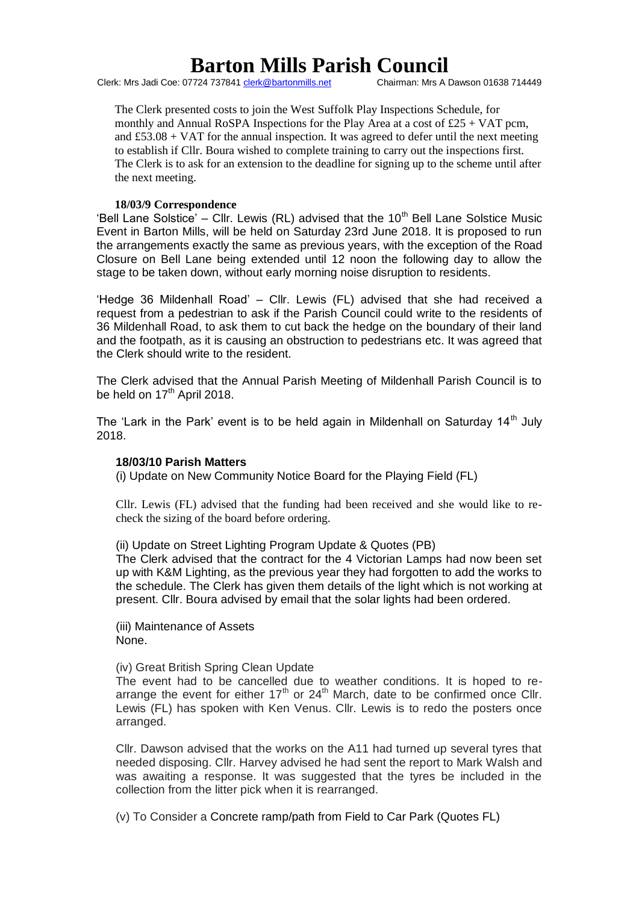The Clerk presented costs to join the West Suffolk Play Inspections Schedule, for monthly and Annual RoSPA Inspections for the Play Area at a cost of £25 + VAT pcm, and £53.08 + VAT for the annual inspection. It was agreed to defer until the next meeting to establish if Cllr. Boura wished to complete training to carry out the inspections first. The Clerk is to ask for an extension to the deadline for signing up to the scheme until after the next meeting.

**18/03/9 Correspondence**

'Bell Lane Solstice' – Cllr. Lewis (RL) advised that the 10th Bell Lane Solstice Music Event in Barton Mills, will be held on Saturday 23rd June 2018. It is proposed to run the arrangements exactly the same as previous years, with the exception of the Road Closure on Bell Lane being extended until 12 noon the following day to allow the stage to be taken down, without early morning noise disruption to residents.

'Hedge 36 Mildenhall Road' – Cllr. Lewis (FL) advised that she had received a request from a pedestrian to ask if the Parish Council could write to the residents of 36 Mildenhall Road, to ask them to cut back the hedge on the boundary of their land and the footpath, as it is causing an obstruction to pedestrians etc. It was agreed that the Clerk should write to the resident.

The Clerk advised that the Annual Parish Meeting of Mildenhall Parish Council is to be held on 17th April 2018.

The 'Lark in the Park' event is to be held again in Mildenhall on Saturday 14th July 2018.

**18/03/10 Parish Matters**

(i) Update on New Community Notice Board for the Playing Field (FL)

Cllr. Lewis (FL) advised that the funding had been received and she would like to re-check the sizing of the board before ordering.

(ii) Update on Street Lighting Program Update & Quotes (PB)

The Clerk advised that the contract for the 4 Victorian Lamps had now been set up with K&M Lighting, as the previous year they had forgotten to add the works to the schedule. The Clerk has given them details of the light which is not working at present. Cllr. Boura advised by email that the solar lights had been ordered.

(iii) Maintenance of Assets

None.

(iv) Great British Spring Clean Update

The event had to be cancelled due to weather conditions. It is hoped to re-arrange the event for either 17th or 24th March, date to be confirmed once Cllr. Lewis (FL) has spoken with Ken Venus. Cllr. Lewis is to redo the posters once arranged.

Cllr. Dawson advised that the works on the A11 had turned up several tyres that needed disposing. Cllr. Harvey advised he had sent the report to Mark Walsh and was awaiting a response. It was suggested that the tyres be included in the collection from the litter pick when it is rearranged.

(v) To Consider a Concrete ramp/path from Field to Car Park (Quotes FL)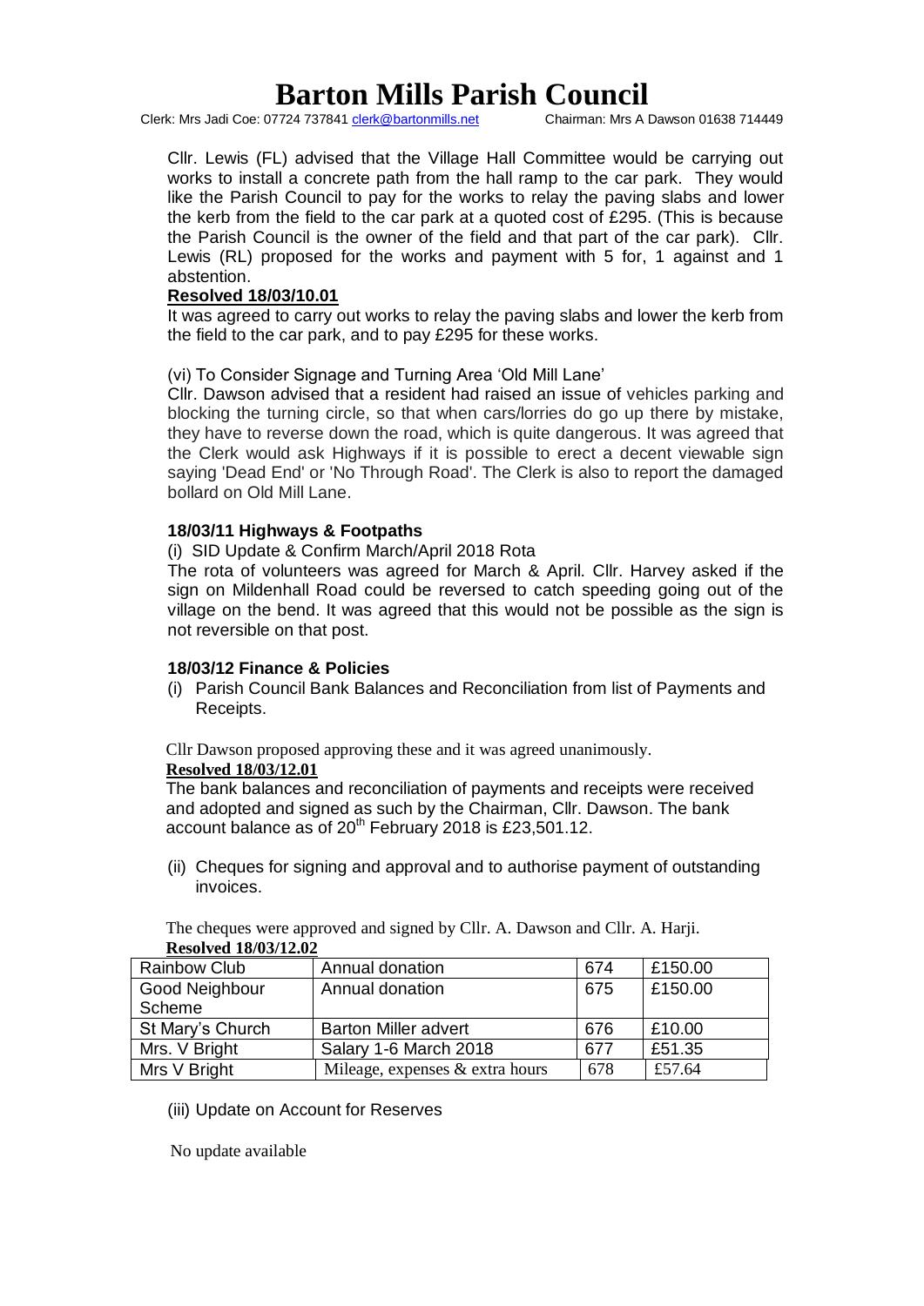Cllr. Lewis (FL) advised that the Village Hall Committee would be carrying out works to install a concrete path from the hall ramp to the car park. They would like the Parish Council to pay for the works to relay the paving slabs and lower the kerb from the field to the car park at a quoted cost of £295. (This is because the Parish Council is the owner of the field and that part of the car park). Cllr. Lewis (RL) proposed for the works and payment with 5 for, 1 against and 1 abstention.

**Resolved 18/03/10.01**

It was agreed to carry out works to relay the paving slabs and lower the kerb from the field to the car park, and to pay £295 for these works.

(vi) To Consider Signage and Turning Area 'Old Mill Lane'

Cllr. Dawson advised that a resident had raised an issue of vehicles parking and blocking the turning circle, so that when cars/lorries do go up there by mistake, they have to reverse down the road, which is quite dangerous. It was agreed that the Clerk would ask Highways if it is possible to erect a decent viewable sign saying 'Dead End' or 'No Through Road'. The Clerk is also to report the damaged bollard on Old Mill Lane.

**18/03/11 Highways & Footpaths**

(i) SID Update & Confirm March/April 2018 Rota

The rota of volunteers was agreed for March & April. Cllr. Harvey asked if the sign on Mildenhall Road could be reversed to catch speeding going out of the village on the bend. It was agreed that this would not be possible as the sign is not reversible on that post.

**18/03/12 Finance & Policies**

(i) Parish Council Bank Balances and Reconciliation from list of Payments and Receipts.

Cllr Dawson proposed approving these and it was agreed unanimously.

**Resolved 18/03/12.01**

The bank balances and reconciliation of payments and receipts were received and adopted and signed as such by the Chairman, Cllr. Dawson. The bank account balance as of 20th February 2018 is £23,501.12.

(ii) Cheques for signing and approval and to authorise payment of outstanding invoices.

The cheques were approved and signed by Cllr. A. Dawson and Cllr. A. Harji.

**Resolved 18/03/12.02**

| | | | |
|---|---|---|---|
| Rainbow Club | Annual donation | 674 | £150.00 |
| Good Neighbour Scheme | Annual donation | 675 | £150.00 |
| St Mary's Church | Barton Miller advert | 676 | £10.00 |
| Mrs. V Bright | Salary 1-6 March 2018 | 677 | £51.35 |
| Mrs V Bright | Mileage, expenses & extra hours | 678 | £57.64 |

(iii) Update on Account for Reserves

No update available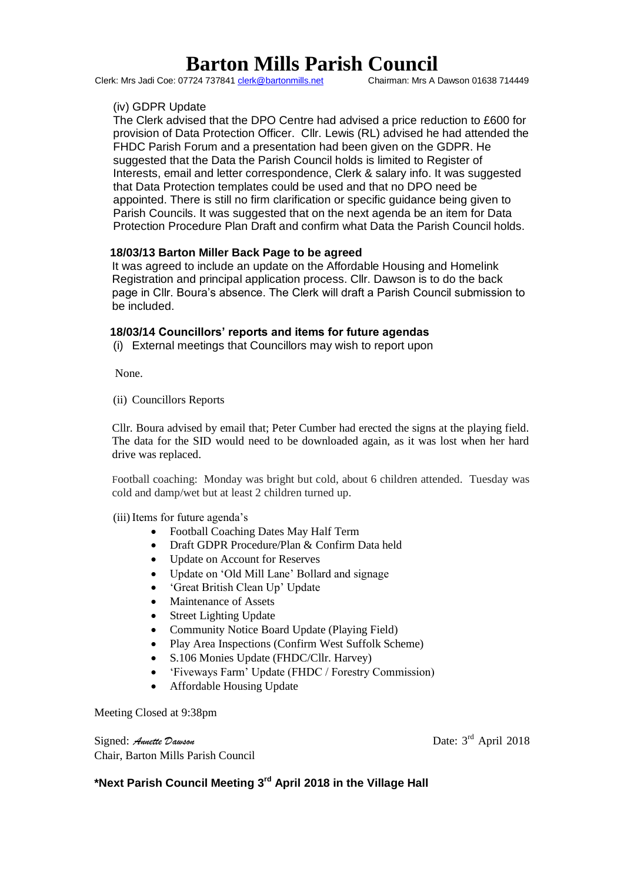# Barton Mills Parish Council

Clerk: Mrs Jadi Coe: 07724 737841 clerk@bartonmills.net Chairman: Mrs A Dawson 01638 714449

(iv) GDPR Update

The Clerk advised that the DPO Centre had advised a price reduction to £600 for provision of Data Protection Officer. Cllr. Lewis (RL) advised he had attended the FHDC Parish Forum and a presentation had been given on the GDPR. He suggested that the Data the Parish Council holds is limited to Register of Interests, email and letter correspondence, Clerk & salary info. It was suggested that Data Protection templates could be used and that no DPO need be appointed. There is still no firm clarification or specific guidance being given to Parish Councils. It was suggested that on the next agenda be an item for Data Protection Procedure Plan Draft and confirm what Data the Parish Council holds.

**18/03/13 Barton Miller Back Page to be agreed**

It was agreed to include an update on the Affordable Housing and Homelink Registration and principal application process. Cllr. Dawson is to do the back page in Cllr. Boura's absence. The Clerk will draft a Parish Council submission to be included.

**18/03/14 Councillors' reports and items for future agendas**

(i) External meetings that Councillors may wish to report upon

None.

(ii) Councillors Reports

Cllr. Boura advised by email that; Peter Cumber had erected the signs at the playing field. The data for the SID would need to be downloaded again, as it was lost when her hard drive was replaced.

Football coaching: Monday was bright but cold, about 6 children attended. Tuesday was cold and damp/wet but at least 2 children turned up.

(iii) Items for future agenda's

- Football Coaching Dates May Half Term
- Draft GDPR Procedure/Plan & Confirm Data held
- Update on Account for Reserves
- Update on 'Old Mill Lane' Bollard and signage
- 'Great British Clean Up' Update
- Maintenance of Assets
- Street Lighting Update
- Community Notice Board Update (Playing Field)
- Play Area Inspections (Confirm West Suffolk Scheme)
- S.106 Monies Update (FHDC/Cllr. Harvey)
- 'Fiveways Farm' Update (FHDC / Forestry Commission)
- Affordable Housing Update

Meeting Closed at 9:38pm

Signed: *Annette Dawson* Date: 3rd April 2018
Chair, Barton Mills Parish Council

**\*Next Parish Council Meeting 3rd April 2018 in the Village Hall**